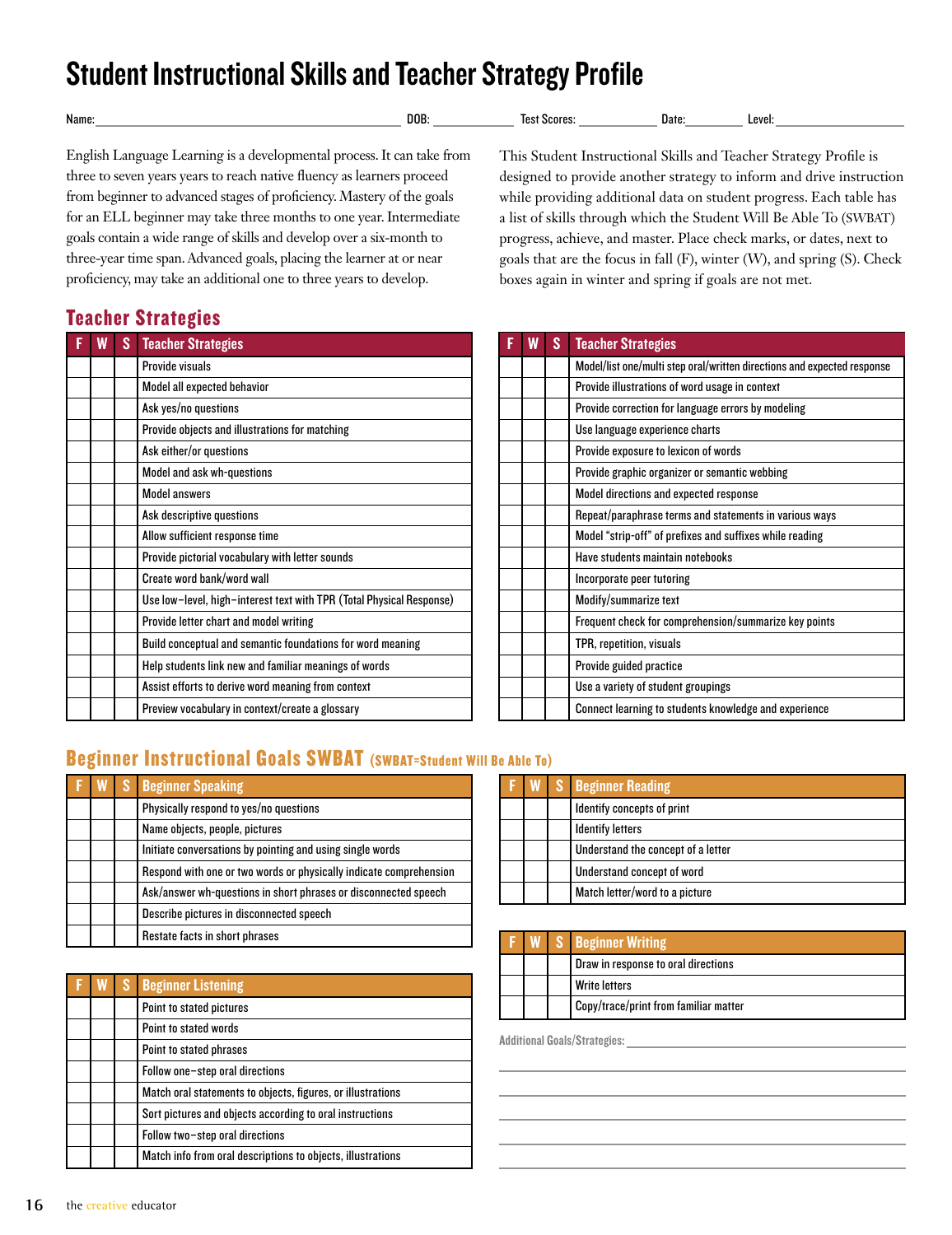// Student Instructional Skills and Teacher Strategy Profile

Name: ______________________ DOB: __________ Test Scores: __________ Date: ________ Level: ______________

English Language Learning is a developmental process. It can take from three to seven years years to reach native fluency as learners proceed from beginner to advanced stages of proficiency. Mastery of the goals for an ELL beginner may take three months to one year. Intermediate goals contain a wide range of skills and develop over a six-month to three-year time span. Advanced goals, placing the learner at or near proficiency, may take an additional one to three years to develop.

This Student Instructional Skills and Teacher Strategy Profile is designed to provide another strategy to inform and drive instruction while providing additional data on student progress. Each table has a list of skills through which the Student Will Be Able To (SWBAT) progress, achieve, and master. Place check marks, or dates, next to goals that are the focus in fall (F), winter (W), and spring (S). Check boxes again in winter and spring if goals are not met.

## Teacher Strategies

| F | W | S | Teacher Strategies |
|---|---|---|---|
| | | | Provide visuals |
| | | | Model all expected behavior |
| | | | Ask yes/no questions |
| | | | Provide objects and illustrations for matching |
| | | | Ask either/or questions |
| | | | Model and ask wh-questions |
| | | | Model answers |
| | | | Ask descriptive questions |
| | | | Allow sufficient response time |
| | | | Provide pictorial vocabulary with letter sounds |
| | | | Create word bank/word wall |
| | | | Use low–level, high–interest text with TPR (Total Physical Response) |
| | | | Provide letter chart and model writing |
| | | | Build conceptual and semantic foundations for word meaning |
| | | | Help students link new and familiar meanings of words |
| | | | Assist efforts to derive word meaning from context |
| | | | Preview vocabulary in context/create a glossary |

| F | W | S | Teacher Strategies |
|---|---|---|---|
| | | | Model/list one/multi step oral/written directions and expected response |
| | | | Provide illustrations of word usage in context |
| | | | Provide correction for language errors by modeling |
| | | | Use language experience charts |
| | | | Provide exposure to lexicon of words |
| | | | Provide graphic organizer or semantic webbing |
| | | | Model directions and expected response |
| | | | Repeat/paraphrase terms and statements in various ways |
| | | | Model "strip-off" of prefixes and suffixes while reading |
| | | | Have students maintain notebooks |
| | | | Incorporate peer tutoring |
| | | | Modify/summarize text |
| | | | Frequent check for comprehension/summarize key points |
| | | | TPR, repetition, visuals |
| | | | Provide guided practice |
| | | | Use a variety of student groupings |
| | | | Connect learning to students knowledge and experience |

## Beginner Instructional Goals SWBAT (SWBAT=Student Will Be Able To)

| F | W | S | Beginner Speaking |
|---|---|---|---|
| | | | Physically respond to yes/no questions |
| | | | Name objects, people, pictures |
| | | | Initiate conversations by pointing and using single words |
| | | | Respond with one or two words or physically indicate comprehension |
| | | | Ask/answer wh-questions in short phrases or disconnected speech |
| | | | Describe pictures in disconnected speech |
| | | | Restate facts in short phrases |

| F | W | S | Beginner Listening |
|---|---|---|---|
| | | | Point to stated pictures |
| | | | Point to stated words |
| | | | Point to stated phrases |
| | | | Follow one–step oral directions |
| | | | Match oral statements to objects, figures, or illustrations |
| | | | Sort pictures and objects according to oral instructions |
| | | | Follow two–step oral directions |
| | | | Match info from oral descriptions to objects, illustrations |

| F | W | S | Beginner Reading |
|---|---|---|---|
| | | | Identify concepts of print |
| | | | Identify letters |
| | | | Understand the concept of a letter |
| | | | Understand concept of word |
| | | | Match letter/word to a picture |

| F | W | S | Beginner Writing |
|---|---|---|---|
| | | | Draw in response to oral directions |
| | | | Write letters |
| | | | Copy/trace/print from familiar matter |

Additional Goals/Strategies: ______________________________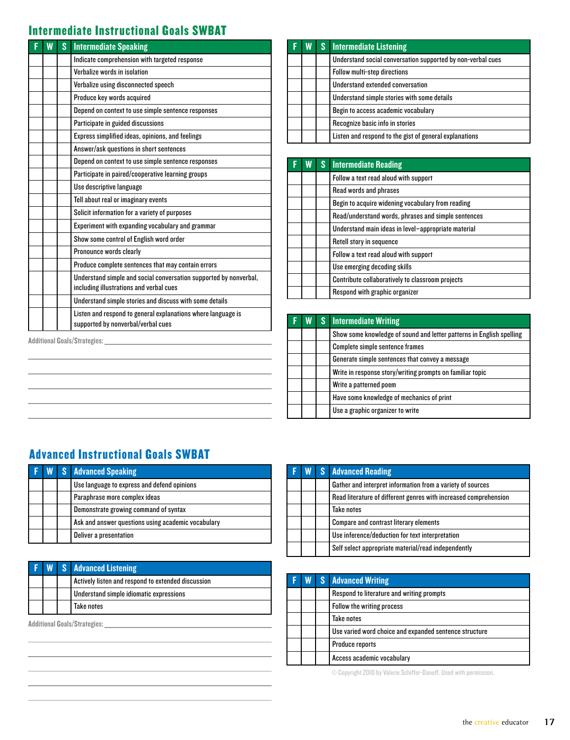## Intermediate Instructional Goals SWBAT

| F | W | S | Intermediate Speaking |
|---|---|---|---|
| | | | Indicate comprehension with targeted response |
| | | | Verbalize words in isolation |
| | | | Verbalize using disconnected speech |
| | | | Produce key words acquired |
| | | | Depend on context to use simple sentence responses |
| | | | Participate in guided discussions |
| | | | Express simplified ideas, opinions, and feelings |
| | | | Answer/ask questions in short sentences |
| | | | Depend on context to use simple sentence responses |
| | | | Participate in paired/cooperative learning groups |
| | | | Use descriptive language |
| | | | Tell about real or imaginary events |
| | | | Solicit information for a variety of purposes |
| | | | Experiment with expanding vocabulary and grammar |
| | | | Show some control of English word order |
| | | | Pronounce words clearly |
| | | | Produce complete sentences that may contain errors |
| | | | Understand simple and social conversation supported by nonverbal, including illustrations and verbal cues |
| | | | Understand simple stories and discuss with some details |
| | | | Listen and respond to general explanations where language is supported by nonverbal/verbal cues |

Additional Goals/Strategies: ____________________

| F | W | S | Intermediate Listening |
|---|---|---|---|
| | | | Understand social conversation supported by non-verbal cues |
| | | | Follow multi-step directions |
| | | | Understand extended conversation |
| | | | Understand simple stories with some details |
| | | | Begin to access academic vocabulary |
| | | | Recognize basic info in stories |
| | | | Listen and respond to the gist of general explanations |

| F | W | S | Intermediate Reading |
|---|---|---|---|
| | | | Follow a text read aloud with support |
| | | | Read words and phrases |
| | | | Begin to acquire widening vocabulary from reading |
| | | | Read/understand words, phrases and simple sentences |
| | | | Understand main ideas in level–appropriate material |
| | | | Retell story in sequence |
| | | | Follow a text read aloud with support |
| | | | Use emerging decoding skills |
| | | | Contribute collaboratively to classroom projects |
| | | | Respond with graphic organizer |

| F | W | S | Intermediate Writing |
|---|---|---|---|
| | | | Show some knowledge of sound and letter patterns in English spelling |
| | | | Complete simple sentence frames |
| | | | Generate simple sentences that convey a message |
| | | | Write in response story/writing prompts on familiar topic |
| | | | Write a patterned poem |
| | | | Have some knowledge of mechanics of print |
| | | | Use a graphic organizer to write |

## Advanced Instructional Goals SWBAT

| F | W | S | Advanced Speaking |
|---|---|---|---|
| | | | Use language to express and defend opinions |
| | | | Paraphrase more complex ideas |
| | | | Demonstrate growing command of syntax |
| | | | Ask and answer questions using academic vocabulary |
| | | | Deliver a presentation |

| F | W | S | Advanced Listening |
|---|---|---|---|
| | | | Actively listen and respond to extended discussion |
| | | | Understand simple idiomatic expressions |
| | | | Take notes |

Additional Goals/Strategies: ____________________

| F | W | S | Advanced Reading |
|---|---|---|---|
| | | | Gather and interpret information from a variety of sources |
| | | | Read literature of different genres with increased comprehension |
| | | | Take notes |
| | | | Compare and contrast literary elements |
| | | | Use inference/deduction for text interpretation |
| | | | Self select appropriate material/read independently |

| F | W | S | Advanced Writing |
|---|---|---|---|
| | | | Respond to literature and writing prompts |
| | | | Follow the writing process |
| | | | Take notes |
| | | | Use varied word choice and expanded sentence structure |
| | | | Produce reports |
| | | | Access academic vocabulary |

© Copyright 2010 by Valerie Schiffer-Danoff. Used with permission.